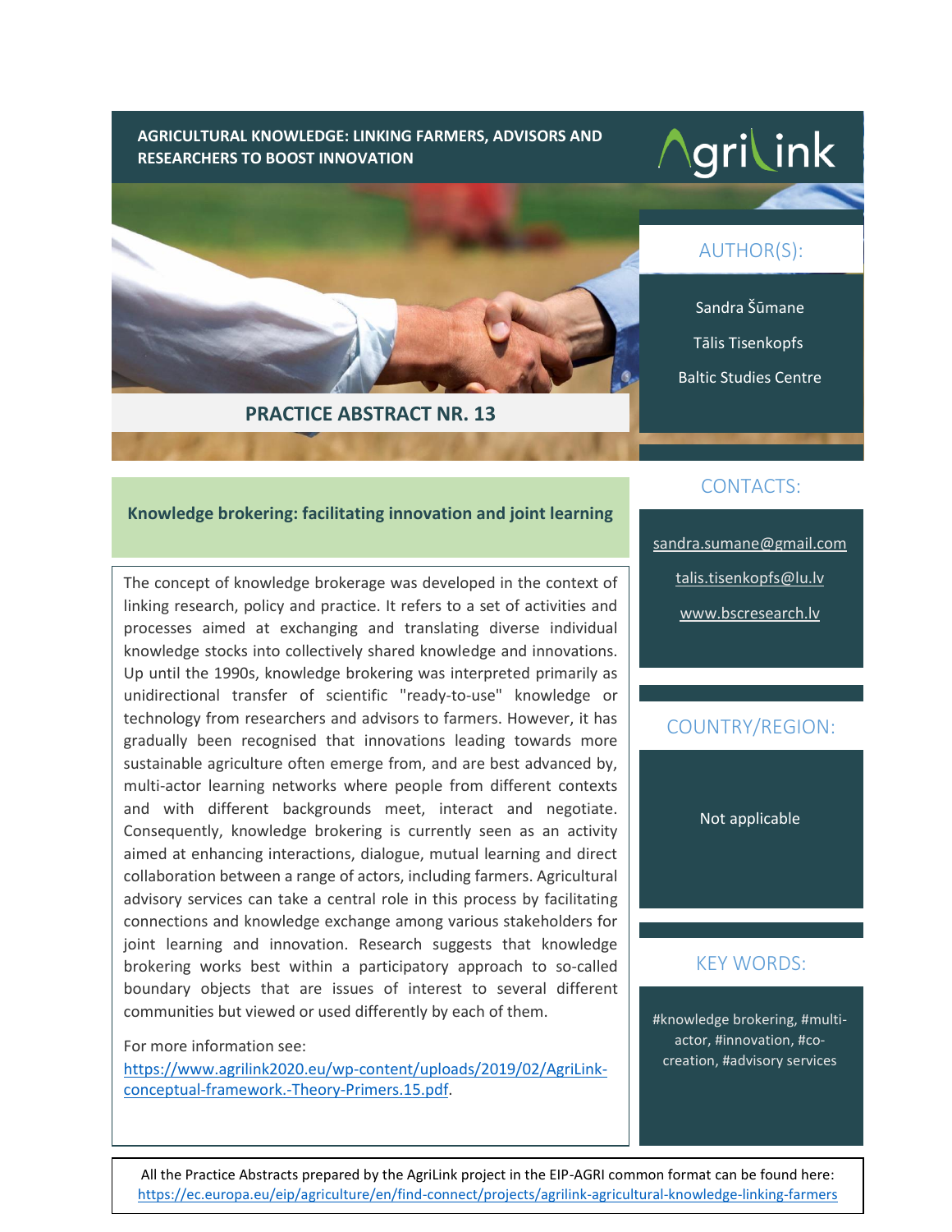AGRICULTURAL KNOWLEDGE: LINKING FARMERS, ADVISORS AND RESEARCHERS TO BOOST INNOVATION

AgriLink

## PRACTICE ABSTRACT NR. 13

### Knowledge brokering: facilitating innovation and joint learning

The concept of knowledge brokerage was developed in the context of linking research, policy and practice. It refers to a set of activities and processes aimed at exchanging and translating diverse individual knowledge stocks into collectively shared knowledge and innovations. Up until the 1990s, knowledge brokering was interpreted primarily as unidirectional transfer of scientific "ready-to-use" knowledge or technology from researchers and advisors to farmers. However, it has gradually been recognised that innovations leading towards more sustainable agriculture often emerge from, and are best advanced by, multi-actor learning networks where people from different contexts and with different backgrounds meet, interact and negotiate. Consequently, knowledge brokering is currently seen as an activity aimed at enhancing interactions, dialogue, mutual learning and direct collaboration between a range of actors, including farmers. Agricultural advisory services can take a central role in this process by facilitating connections and knowledge exchange among various stakeholders for joint learning and innovation. Research suggests that knowledge brokering works best within a participatory approach to so-called boundary objects that are issues of interest to several different communities but viewed or used differently by each of them.

For more information see:
https://www.agrilink2020.eu/wp-content/uploads/2019/02/AgriLink-conceptual-framework.-Theory-Primers.15.pdf.

### AUTHOR(S):

Sandra Šūmane

Tālis Tisenkopfs

Baltic Studies Centre

### CONTACTS:

sandra.sumane@gmail.com

talis.tisenkopfs@lu.lv

www.bscresearch.lv

### COUNTRY/REGION:

Not applicable

### KEY WORDS:

#knowledge brokering, #multi-actor, #innovation, #co-creation, #advisory services

All the Practice Abstracts prepared by the AgriLink project in the EIP-AGRI common format can be found here:
https://ec.europa.eu/eip/agriculture/en/find-connect/projects/agrilink-agricultural-knowledge-linking-farmers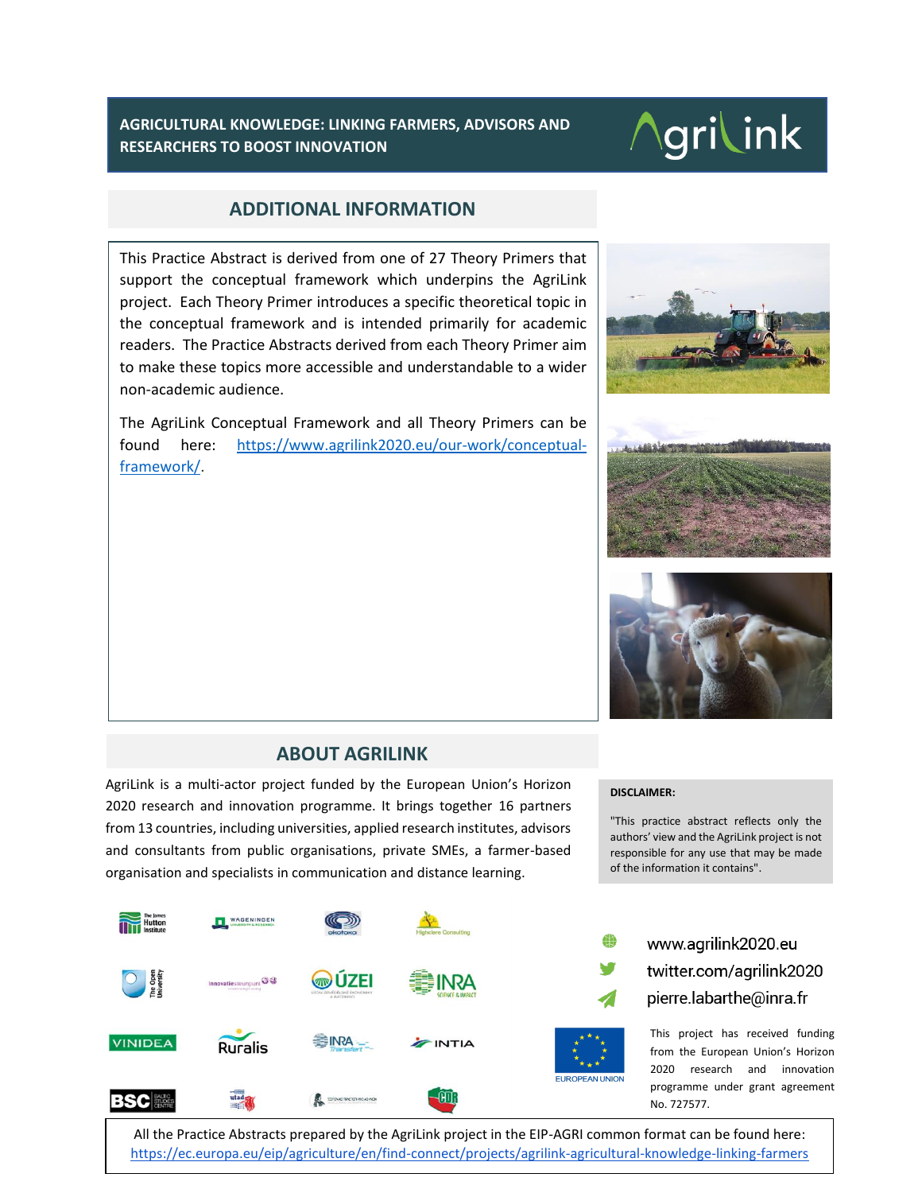**AGRICULTURAL KNOWLEDGE: LINKING FARMERS, ADVISORS AND RESEARCHERS TO BOOST INNOVATION**

## ADDITIONAL INFORMATION

This Practice Abstract is derived from one of 27 Theory Primers that support the conceptual framework which underpins the AgriLink project. Each Theory Primer introduces a specific theoretical topic in the conceptual framework and is intended primarily for academic readers. The Practice Abstracts derived from each Theory Primer aim to make these topics more accessible and understandable to a wider non-academic audience.

The AgriLink Conceptual Framework and all Theory Primers can be found here: https://www.agrilink2020.eu/our-work/conceptual-framework/.

## ABOUT AGRILINK

AgriLink is a multi-actor project funded by the European Union's Horizon 2020 research and innovation programme. It brings together 16 partners from 13 countries, including universities, applied research institutes, advisors and consultants from public organisations, private SMEs, a farmer-based organisation and specialists in communication and distance learning.

**DISCLAIMER:**

"This practice abstract reflects only the authors' view and the AgriLink project is not responsible for any use that may be made of the information it contains".

www.agrilink2020.eu

twitter.com/agrilink2020

pierre.labarthe@inra.fr

This project has received funding from the European Union's Horizon 2020 research and innovation programme under grant agreement No. 727577.

All the Practice Abstracts prepared by the AgriLink project in the EIP-AGRI common format can be found here: https://ec.europa.eu/eip/agriculture/en/find-connect/projects/agrilink-agricultural-knowledge-linking-farmers